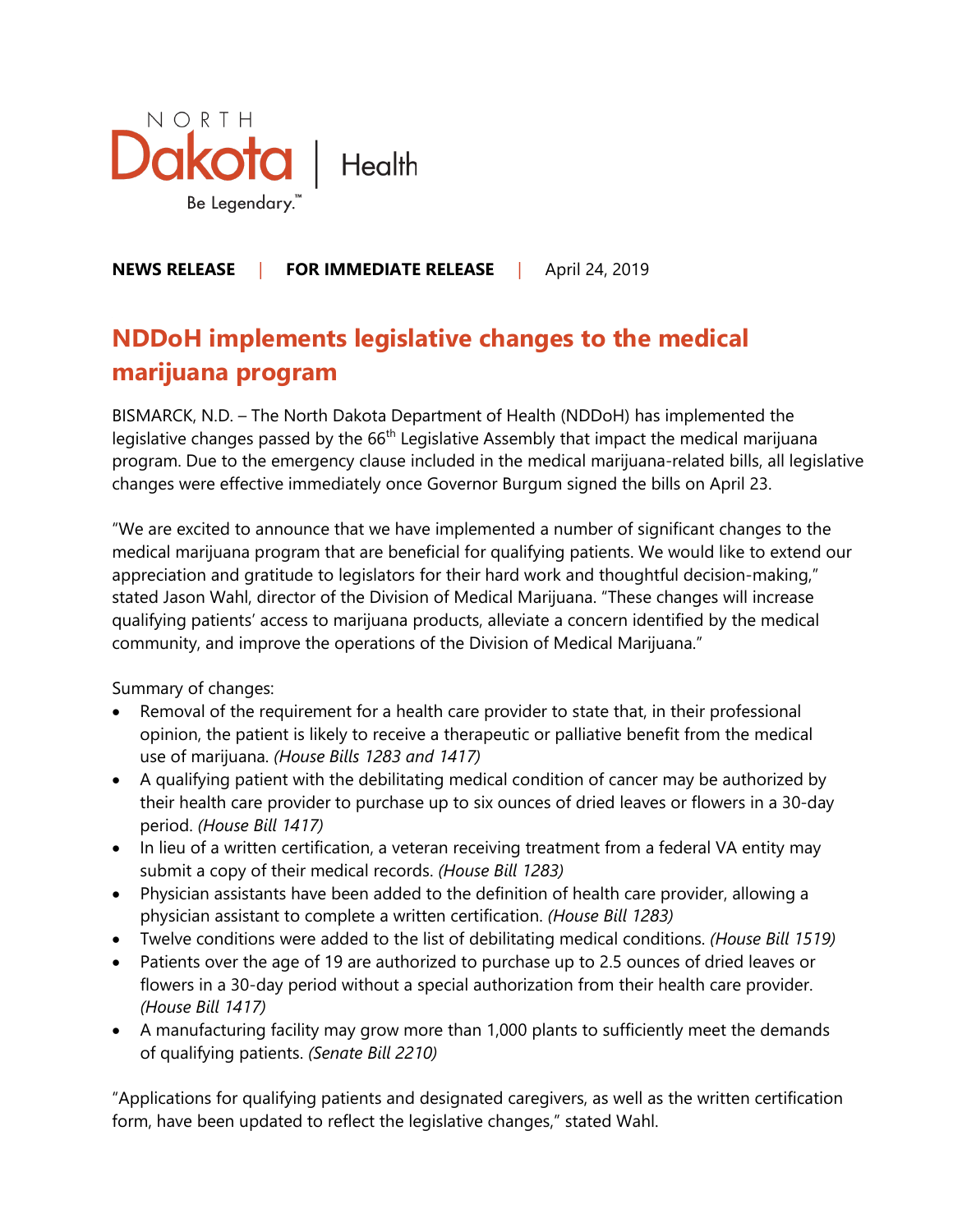NORTH Dakota | Health

Be Legendary.™

**NEWS RELEASE** | **FOR IMMEDIATE RELEASE** | April 24, 2019

# NDDoH implements legislative changes to the medical marijuana program

BISMARCK, N.D. – The North Dakota Department of Health (NDDoH) has implemented the legislative changes passed by the 66th Legislative Assembly that impact the medical marijuana program. Due to the emergency clause included in the medical marijuana-related bills, all legislative changes were effective immediately once Governor Burgum signed the bills on April 23.

"We are excited to announce that we have implemented a number of significant changes to the medical marijuana program that are beneficial for qualifying patients. We would like to extend our appreciation and gratitude to legislators for their hard work and thoughtful decision-making," stated Jason Wahl, director of the Division of Medical Marijuana. "These changes will increase qualifying patients' access to marijuana products, alleviate a concern identified by the medical community, and improve the operations of the Division of Medical Marijuana."

Summary of changes:

- Removal of the requirement for a health care provider to state that, in their professional opinion, the patient is likely to receive a therapeutic or palliative benefit from the medical use of marijuana. *(House Bills 1283 and 1417)*
- A qualifying patient with the debilitating medical condition of cancer may be authorized by their health care provider to purchase up to six ounces of dried leaves or flowers in a 30-day period. *(House Bill 1417)*
- In lieu of a written certification, a veteran receiving treatment from a federal VA entity may submit a copy of their medical records. *(House Bill 1283)*
- Physician assistants have been added to the definition of health care provider, allowing a physician assistant to complete a written certification. *(House Bill 1283)*
- Twelve conditions were added to the list of debilitating medical conditions. *(House Bill 1519)*
- Patients over the age of 19 are authorized to purchase up to 2.5 ounces of dried leaves or flowers in a 30-day period without a special authorization from their health care provider. *(House Bill 1417)*
- A manufacturing facility may grow more than 1,000 plants to sufficiently meet the demands of qualifying patients. *(Senate Bill 2210)*

"Applications for qualifying patients and designated caregivers, as well as the written certification form, have been updated to reflect the legislative changes," stated Wahl.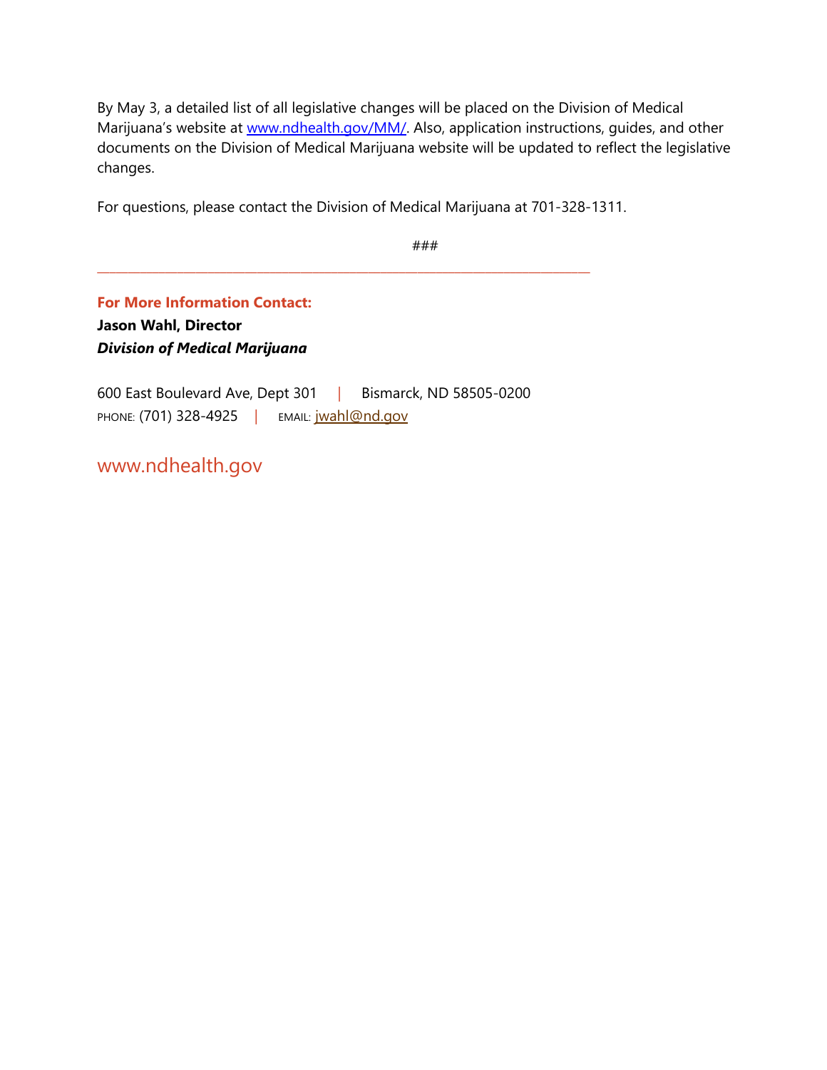By May 3, a detailed list of all legislative changes will be placed on the Division of Medical Marijuana's website at [www.ndhealth.gov/MM/](http://www.ndhealth.gov/MM/). Also, application instructions, guides, and other documents on the Division of Medical Marijuana website will be updated to reflect the legislative changes.

For questions, please contact the Division of Medical Marijuana at 701-328-1311.

###

---

**For More Information Contact:**

**Jason Wahl, Director**

***Division of Medical Marijuana***

600 East Boulevard Ave, Dept 301 | Bismarck, ND 58505-0200

PHONE: (701) 328-4925 | EMAIL: [jwahl@nd.gov](mailto:jwahl@nd.gov)

www.ndhealth.gov